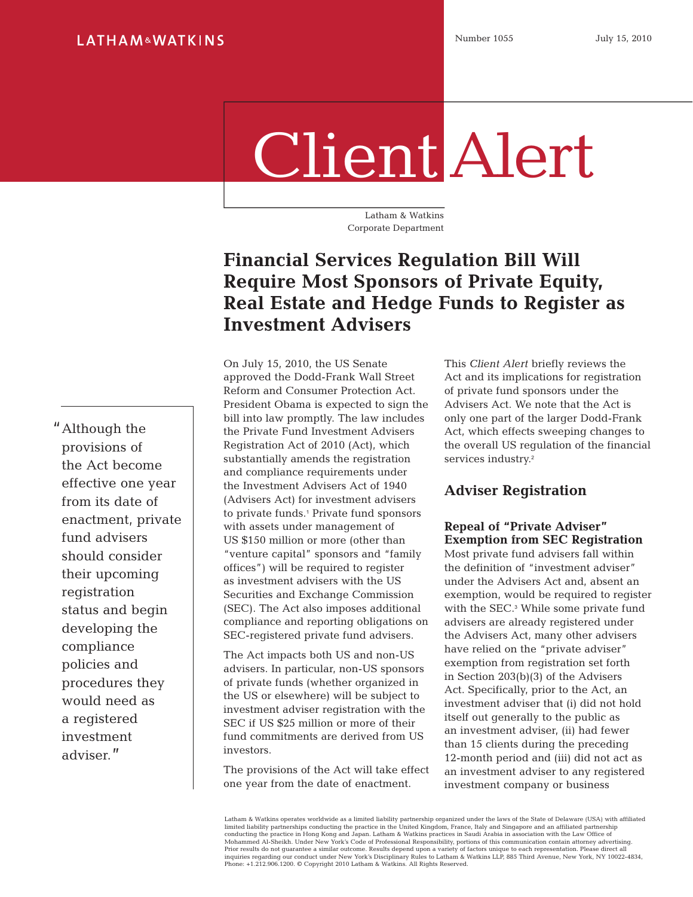LATHAM & WATKINS

Number 1055 July 15, 2010

# Client Alert

Latham & Watkins
Corporate Department

## Financial Services Regulation Bill Will Require Most Sponsors of Private Equity, Real Estate and Hedge Funds to Register as Investment Advisers

> "Although the provisions of the Act become effective one year from its date of enactment, private fund advisers should consider their upcoming registration status and begin developing the compliance policies and procedures they would need as a registered investment adviser."

On July 15, 2010, the US Senate approved the Dodd-Frank Wall Street Reform and Consumer Protection Act. President Obama is expected to sign the bill into law promptly. The law includes the Private Fund Investment Advisers Registration Act of 2010 (Act), which substantially amends the registration and compliance requirements under the Investment Advisers Act of 1940 (Advisers Act) for investment advisers to private funds.[1] Private fund sponsors with assets under management of US $150 million or more (other than "venture capital" sponsors and "family offices") will be required to register as investment advisers with the US Securities and Exchange Commission (SEC). The Act also imposes additional compliance and reporting obligations on SEC-registered private fund advisers.

The Act impacts both US and non-US advisers. In particular, non-US sponsors of private funds (whether organized in the US or elsewhere) will be subject to investment adviser registration with the SEC if US $25 million or more of their fund commitments are derived from US investors.

The provisions of the Act will take effect one year from the date of enactment.

This *Client Alert* briefly reviews the Act and its implications for registration of private fund sponsors under the Advisers Act. We note that the Act is only one part of the larger Dodd-Frank Act, which effects sweeping changes to the overall US regulation of the financial services industry.[2]

### Adviser Registration

#### Repeal of "Private Adviser" Exemption from SEC Registration

Most private fund advisers fall within the definition of "investment adviser" under the Advisers Act and, absent an exemption, would be required to register with the SEC.[3] While some private fund advisers are already registered under the Advisers Act, many other advisers have relied on the "private adviser" exemption from registration set forth in Section 203(b)(3) of the Advisers Act. Specifically, prior to the Act, an investment adviser that (i) did not hold itself out generally to the public as an investment adviser, (ii) had fewer than 15 clients during the preceding 12-month period and (iii) did not act as an investment adviser to any registered investment company or business

Latham & Watkins operates worldwide as a limited liability partnership organized under the laws of the State of Delaware (USA) with affiliated limited liability partnerships conducting the practice in the United Kingdom, France, Italy and Singapore and an affiliated partnership conducting the practice in Hong Kong and Japan. Latham & Watkins practices in Saudi Arabia in association with the Law Office of Mohammed Al-Sheikh. Under New York's Code of Professional Responsibility, portions of this communication contain attorney advertising. Prior results do not guarantee a similar outcome. Results depend upon a variety of factors unique to each representation. Please direct all inquiries regarding our conduct under New York's Disciplinary Rules to Latham & Watkins LLP, 885 Third Avenue, New York, NY 10022-4834, Phone: +1.212.906.1200. © Copyright 2010 Latham & Watkins. All Rights Reserved.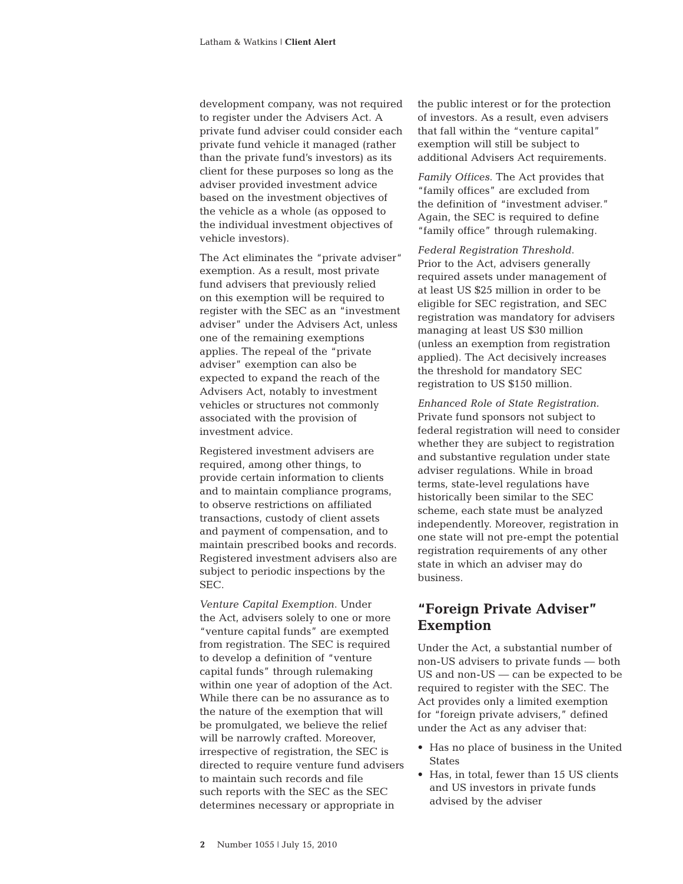development company, was not required to register under the Advisers Act. A private fund adviser could consider each private fund vehicle it managed (rather than the private fund's investors) as its client for these purposes so long as the adviser provided investment advice based on the investment objectives of the vehicle as a whole (as opposed to the individual investment objectives of vehicle investors).

The Act eliminates the "private adviser" exemption. As a result, most private fund advisers that previously relied on this exemption will be required to register with the SEC as an "investment adviser" under the Advisers Act, unless one of the remaining exemptions applies. The repeal of the "private adviser" exemption can also be expected to expand the reach of the Advisers Act, notably to investment vehicles or structures not commonly associated with the provision of investment advice.

Registered investment advisers are required, among other things, to provide certain information to clients and to maintain compliance programs, to observe restrictions on affiliated transactions, custody of client assets and payment of compensation, and to maintain prescribed books and records. Registered investment advisers also are subject to periodic inspections by the SEC.

*Venture Capital Exemption.* Under the Act, advisers solely to one or more "venture capital funds" are exempted from registration. The SEC is required to develop a definition of "venture capital funds" through rulemaking within one year of adoption of the Act. While there can be no assurance as to the nature of the exemption that will be promulgated, we believe the relief will be narrowly crafted. Moreover, irrespective of registration, the SEC is directed to require venture fund advisers to maintain such records and file such reports with the SEC as the SEC determines necessary or appropriate in the public interest or for the protection of investors. As a result, even advisers that fall within the "venture capital" exemption will still be subject to additional Advisers Act requirements.

*Family Offices.* The Act provides that "family offices" are excluded from the definition of "investment adviser." Again, the SEC is required to define "family office" through rulemaking.

*Federal Registration Threshold.* Prior to the Act, advisers generally required assets under management of at least US $25 million in order to be eligible for SEC registration, and SEC registration was mandatory for advisers managing at least US $30 million (unless an exemption from registration applied). The Act decisively increases the threshold for mandatory SEC registration to US $150 million.

*Enhanced Role of State Registration.* Private fund sponsors not subject to federal registration will need to consider whether they are subject to registration and substantive regulation under state adviser regulations. While in broad terms, state-level regulations have historically been similar to the SEC scheme, each state must be analyzed independently. Moreover, registration in one state will not pre-empt the potential registration requirements of any other state in which an adviser may do business.

## "Foreign Private Adviser" Exemption

Under the Act, a substantial number of non-US advisers to private funds — both US and non-US — can be expected to be required to register with the SEC. The Act provides only a limited exemption for "foreign private advisers," defined under the Act as any adviser that:

- Has no place of business in the United States
- Has, in total, fewer than 15 US clients and US investors in private funds advised by the adviser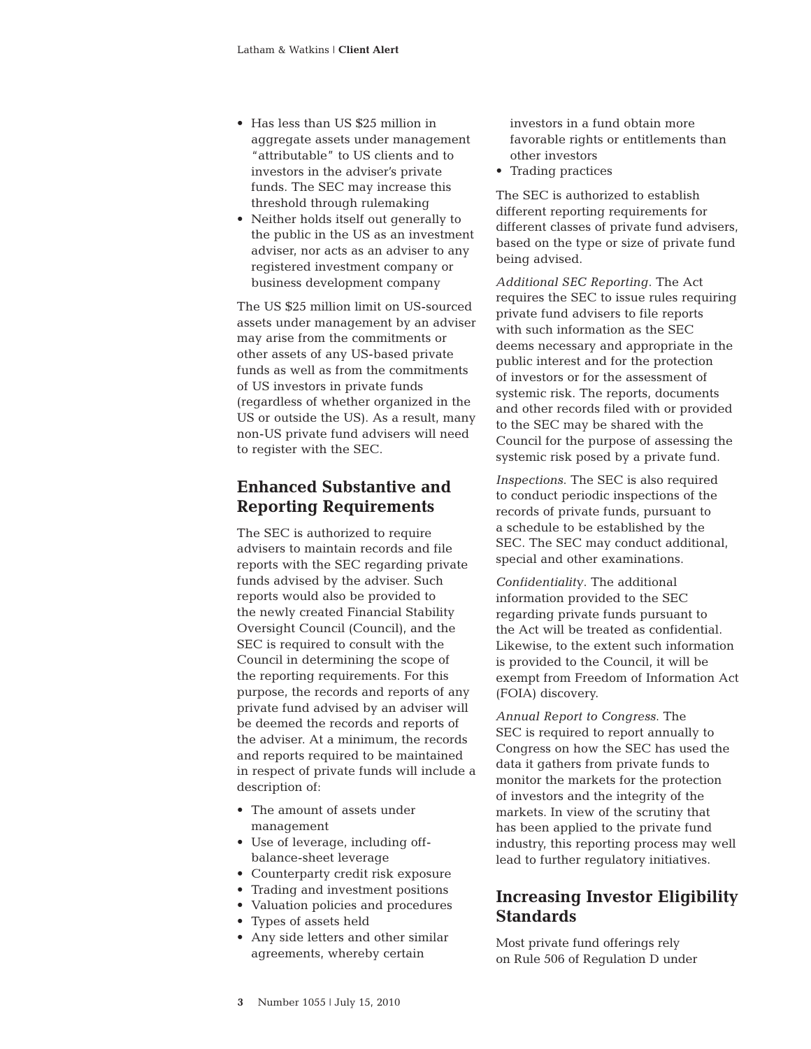- Has less than US $25 million in aggregate assets under management "attributable" to US clients and to investors in the adviser's private funds. The SEC may increase this threshold through rulemaking
- Neither holds itself out generally to the public in the US as an investment adviser, nor acts as an adviser to any registered investment company or business development company

The US $25 million limit on US-sourced assets under management by an adviser may arise from the commitments or other assets of any US-based private funds as well as from the commitments of US investors in private funds (regardless of whether organized in the US or outside the US). As a result, many non-US private fund advisers will need to register with the SEC.

## Enhanced Substantive and Reporting Requirements

The SEC is authorized to require advisers to maintain records and file reports with the SEC regarding private funds advised by the adviser. Such reports would also be provided to the newly created Financial Stability Oversight Council (Council), and the SEC is required to consult with the Council in determining the scope of the reporting requirements. For this purpose, the records and reports of any private fund advised by an adviser will be deemed the records and reports of the adviser. At a minimum, the records and reports required to be maintained in respect of private funds will include a description of:

- The amount of assets under management
- Use of leverage, including off-balance-sheet leverage
- Counterparty credit risk exposure
- Trading and investment positions
- Valuation policies and procedures
- Types of assets held
- Any side letters and other similar agreements, whereby certain investors in a fund obtain more favorable rights or entitlements than other investors
- Trading practices

The SEC is authorized to establish different reporting requirements for different classes of private fund advisers, based on the type or size of private fund being advised.

*Additional SEC Reporting*. The Act requires the SEC to issue rules requiring private fund advisers to file reports with such information as the SEC deems necessary and appropriate in the public interest and for the protection of investors or for the assessment of systemic risk. The reports, documents and other records filed with or provided to the SEC may be shared with the Council for the purpose of assessing the systemic risk posed by a private fund.

*Inspections*. The SEC is also required to conduct periodic inspections of the records of private funds, pursuant to a schedule to be established by the SEC. The SEC may conduct additional, special and other examinations.

*Confidentiality*. The additional information provided to the SEC regarding private funds pursuant to the Act will be treated as confidential. Likewise, to the extent such information is provided to the Council, it will be exempt from Freedom of Information Act (FOIA) discovery.

*Annual Report to Congress*. The SEC is required to report annually to Congress on how the SEC has used the data it gathers from private funds to monitor the markets for the protection of investors and the integrity of the markets. In view of the scrutiny that has been applied to the private fund industry, this reporting process may well lead to further regulatory initiatives.

## Increasing Investor Eligibility Standards

Most private fund offerings rely on Rule 506 of Regulation D under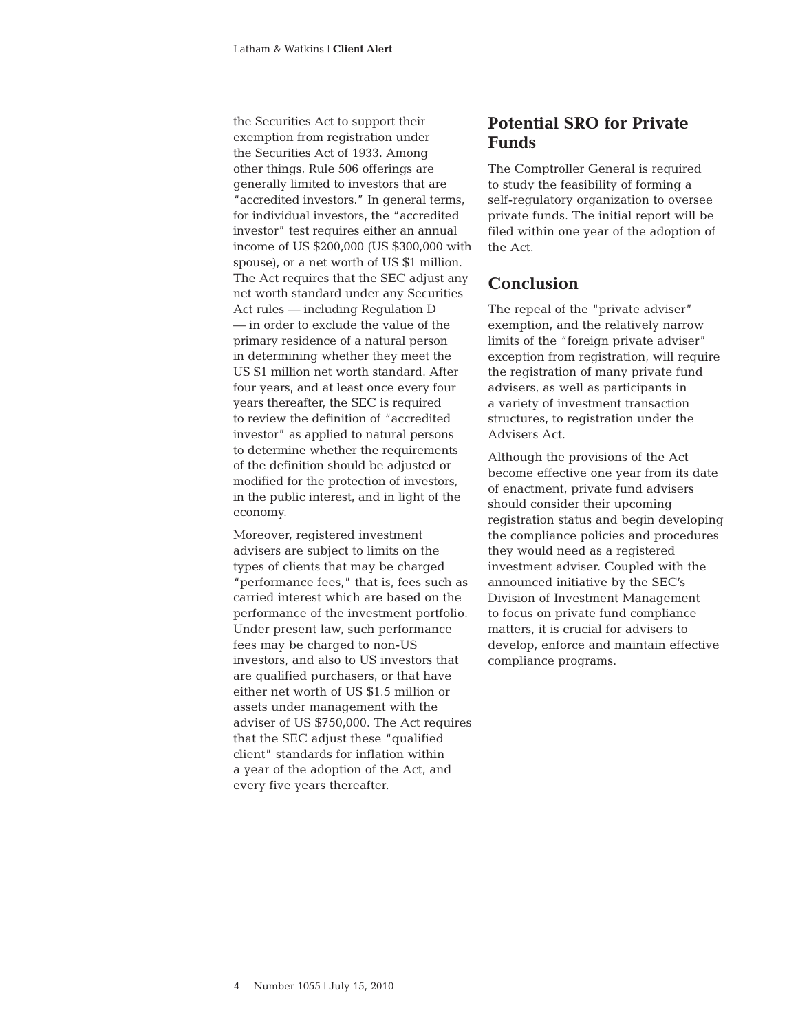the Securities Act to support their exemption from registration under the Securities Act of 1933. Among other things, Rule 506 offerings are generally limited to investors that are "accredited investors." In general terms, for individual investors, the "accredited investor" test requires either an annual income of US $200,000 (US $300,000 with spouse), or a net worth of US $1 million. The Act requires that the SEC adjust any net worth standard under any Securities Act rules — including Regulation D — in order to exclude the value of the primary residence of a natural person in determining whether they meet the US $1 million net worth standard. After four years, and at least once every four years thereafter, the SEC is required to review the definition of "accredited investor" as applied to natural persons to determine whether the requirements of the definition should be adjusted or modified for the protection of investors, in the public interest, and in light of the economy.

Moreover, registered investment advisers are subject to limits on the types of clients that may be charged "performance fees," that is, fees such as carried interest which are based on the performance of the investment portfolio. Under present law, such performance fees may be charged to non-US investors, and also to US investors that are qualified purchasers, or that have either net worth of US $1.5 million or assets under management with the adviser of US $750,000. The Act requires that the SEC adjust these "qualified client" standards for inflation within a year of the adoption of the Act, and every five years thereafter.

## Potential SRO for Private Funds

The Comptroller General is required to study the feasibility of forming a self-regulatory organization to oversee private funds. The initial report will be filed within one year of the adoption of the Act.

## Conclusion

The repeal of the "private adviser" exemption, and the relatively narrow limits of the "foreign private adviser" exception from registration, will require the registration of many private fund advisers, as well as participants in a variety of investment transaction structures, to registration under the Advisers Act.

Although the provisions of the Act become effective one year from its date of enactment, private fund advisers should consider their upcoming registration status and begin developing the compliance policies and procedures they would need as a registered investment adviser. Coupled with the announced initiative by the SEC's Division of Investment Management to focus on private fund compliance matters, it is crucial for advisers to develop, enforce and maintain effective compliance programs.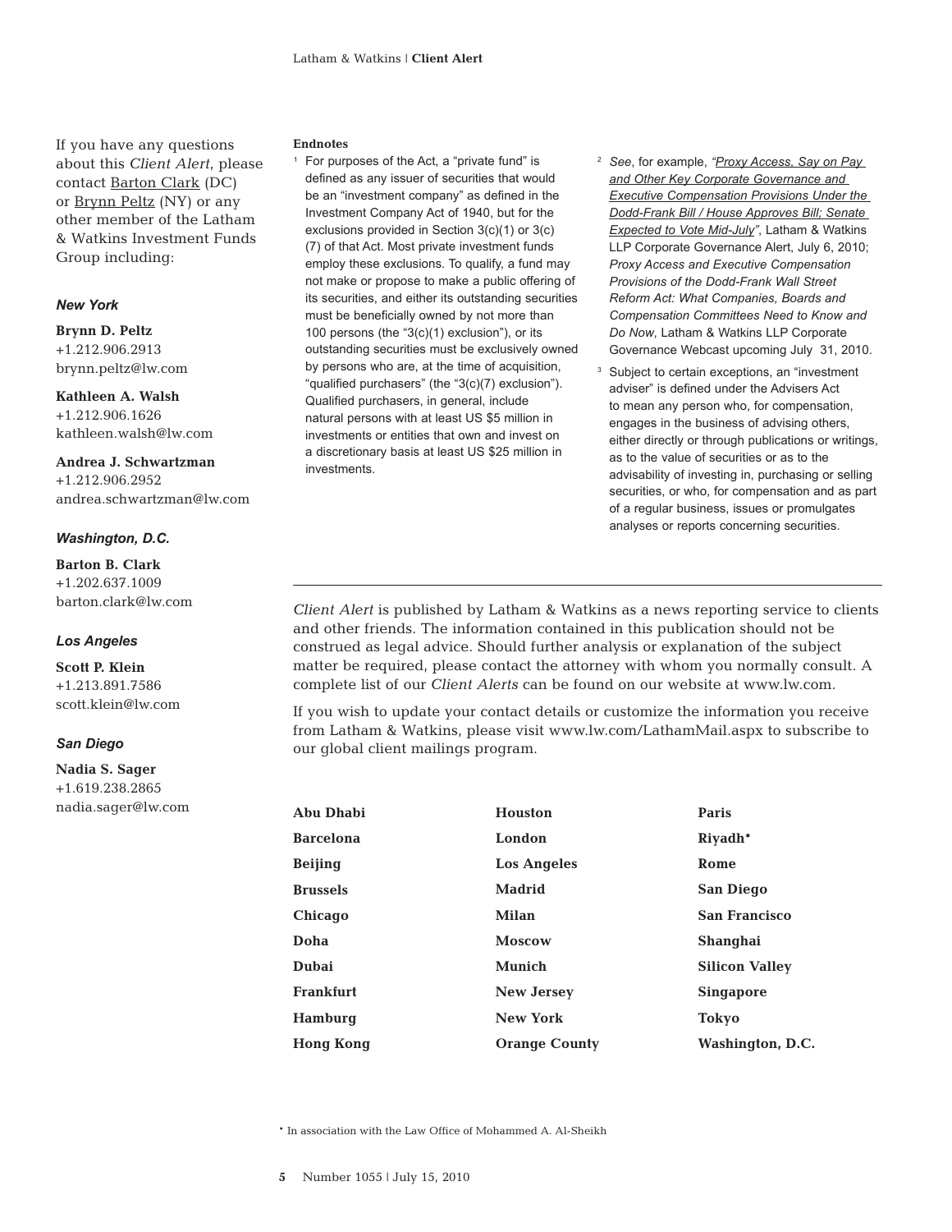If you have any questions about this *Client Alert*, please contact Barton Clark (DC) or Brynn Peltz (NY) or any other member of the Latham & Watkins Investment Funds Group including:

***New York***

**Brynn D. Peltz**
+1.212.906.2913
brynn.peltz@lw.com

**Kathleen A. Walsh**
+1.212.906.1626
kathleen.walsh@lw.com

**Andrea J. Schwartzman**
+1.212.906.2952
andrea.schwartzman@lw.com

***Washington, D.C.***

**Barton B. Clark**
+1.202.637.1009
barton.clark@lw.com

***Los Angeles***

**Scott P. Klein**
+1.213.891.7586
scott.klein@lw.com

***San Diego***

**Nadia S. Sager**
+1.619.238.2865
nadia.sager@lw.com

**Endnotes**

[1] For purposes of the Act, a "private fund" is defined as any issuer of securities that would be an "investment company" as defined in the Investment Company Act of 1940, but for the exclusions provided in Section 3(c)(1) or 3(c)(7) of that Act. Most private investment funds employ these exclusions. To qualify, a fund may not make or propose to make a public offering of its securities, and either its outstanding securities must be beneficially owned by not more than 100 persons (the "3(c)(1) exclusion"), or its outstanding securities must be exclusively owned by persons who are, at the time of acquisition, "qualified purchasers" (the "3(c)(7) exclusion"). Qualified purchasers, in general, include natural persons with at least US $5 million in investments or entities that own and invest on a discretionary basis at least US $25 million in investments.

[2] *See*, for example, *"Proxy Access, Say on Pay and Other Key Corporate Governance and Executive Compensation Provisions Under the Dodd-Frank Bill / House Approves Bill; Senate Expected to Vote Mid-July"*, Latham & Watkins LLP Corporate Governance Alert, July 6, 2010; *Proxy Access and Executive Compensation Provisions of the Dodd-Frank Wall Street Reform Act: What Companies, Boards and Compensation Committees Need to Know and Do Now*, Latham & Watkins LLP Corporate Governance Webcast upcoming July 31, 2010.

[3] Subject to certain exceptions, an "investment adviser" is defined under the Advisers Act to mean any person who, for compensation, engages in the business of advising others, either directly or through publications or writings, as to the value of securities or as to the advisability of investing in, purchasing or selling securities, or who, for compensation and as part of a regular business, issues or promulgates analyses or reports concerning securities.

---

*Client Alert* is published by Latham & Watkins as a news reporting service to clients and other friends. The information contained in this publication should not be construed as legal advice. Should further analysis or explanation of the subject matter be required, please contact the attorney with whom you normally consult. A complete list of our *Client Alerts* can be found on our website at www.lw.com.

If you wish to update your contact details or customize the information you receive from Latham & Watkins, please visit www.lw.com/LathamMail.aspx to subscribe to our global client mailings program.

| | | |
|---|---|---|
| **Abu Dhabi** | **Houston** | **Paris** |
| **Barcelona** | **London** | **Riyadh*** |
| **Beijing** | **Los Angeles** | **Rome** |
| **Brussels** | **Madrid** | **San Diego** |
| **Chicago** | **Milan** | **San Francisco** |
| **Doha** | **Moscow** | **Shanghai** |
| **Dubai** | **Munich** | **Silicon Valley** |
| **Frankfurt** | **New Jersey** | **Singapore** |
| **Hamburg** | **New York** | **Tokyo** |
| **Hong Kong** | **Orange County** | **Washington, D.C.** |

\* In association with the Law Office of Mohammed A. Al-Sheikh